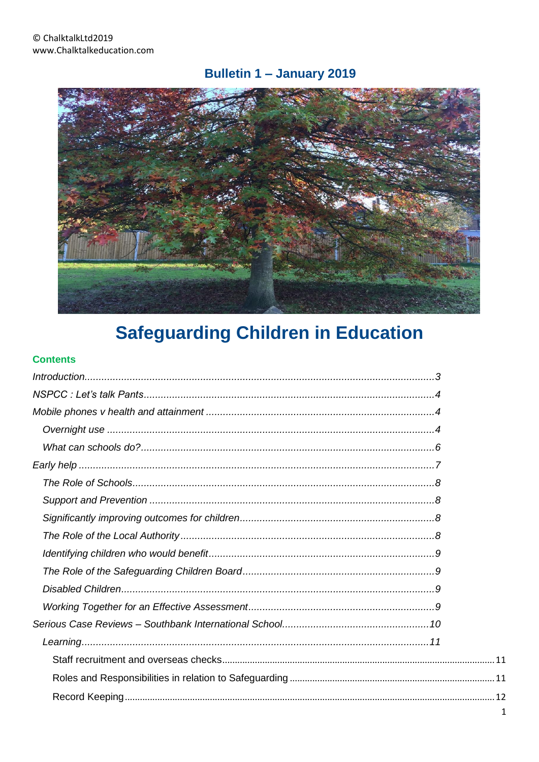© ChalktalkLtd2019
www.Chalktalkeducation.com

## Bulletin 1 – January 2019

# Safeguarding Children in Education

### Contents

*Introduction*......................................................................................................................*3*
*NSPCC : Let's talk Pants*..................................................................................................*4*
*Mobile phones v health and attainment* .............................................................................*4*
  *Overnight use* ..............................................................................................................*4*
  *What can schools do?*....................................................................................................*6*
*Early help* ..........................................................................................................................*7*
  *The Role of Schools*........................................................................................................*8*
  *Support and Prevention* ..................................................................................................*8*
  *Significantly improving outcomes for children*..................................................................*8*
  *The Role of the Local Authority*.......................................................................................*8*
  *Identifying children who would benefit*..............................................................................*9*
  *The Role of the Safeguarding Children Board*...................................................................*9*
  *Disabled Children*...........................................................................................................*9*
  *Working Together for an Effective Assessment*.................................................................*9*
*Serious Case Reviews – Southbank International School*...................................................*10*
  *Learning*.......................................................................................................................*11*
    Staff recruitment and overseas checks..............................................................................11
    Roles and Responsibilities in relation to Safeguarding ......................................................11
    Record Keeping................................................................................................................12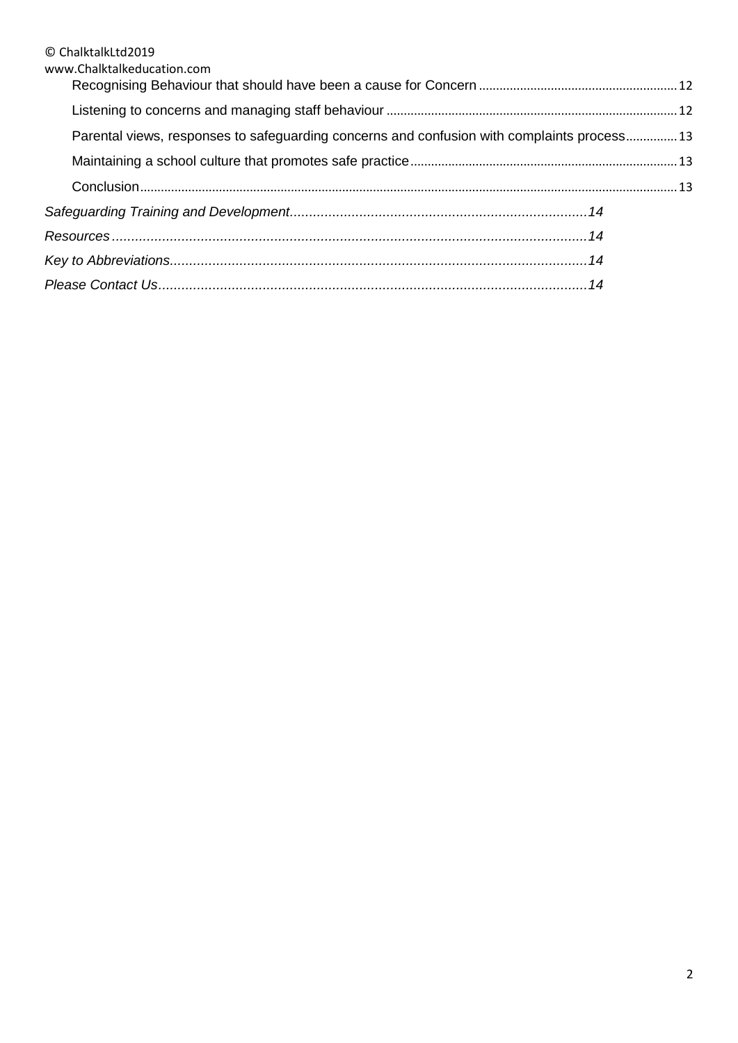Recognising Behaviour that should have been a cause for Concern ........................................................ 12

Listening to concerns and managing staff behaviour .................................................................................. 12

Parental views, responses to safeguarding concerns and confusion with complaints process .............. 13

Maintaining a school culture that promotes safe practice ........................................................................... 13

Conclusion ....................................................................................................................................................... 13

*Safeguarding Training and Development ............................................................................ 14*

*Resources ............................................................................................................................. 14*

*Key to Abbreviations ............................................................................................................ 14*

*Please Contact Us ................................................................................................................ 14*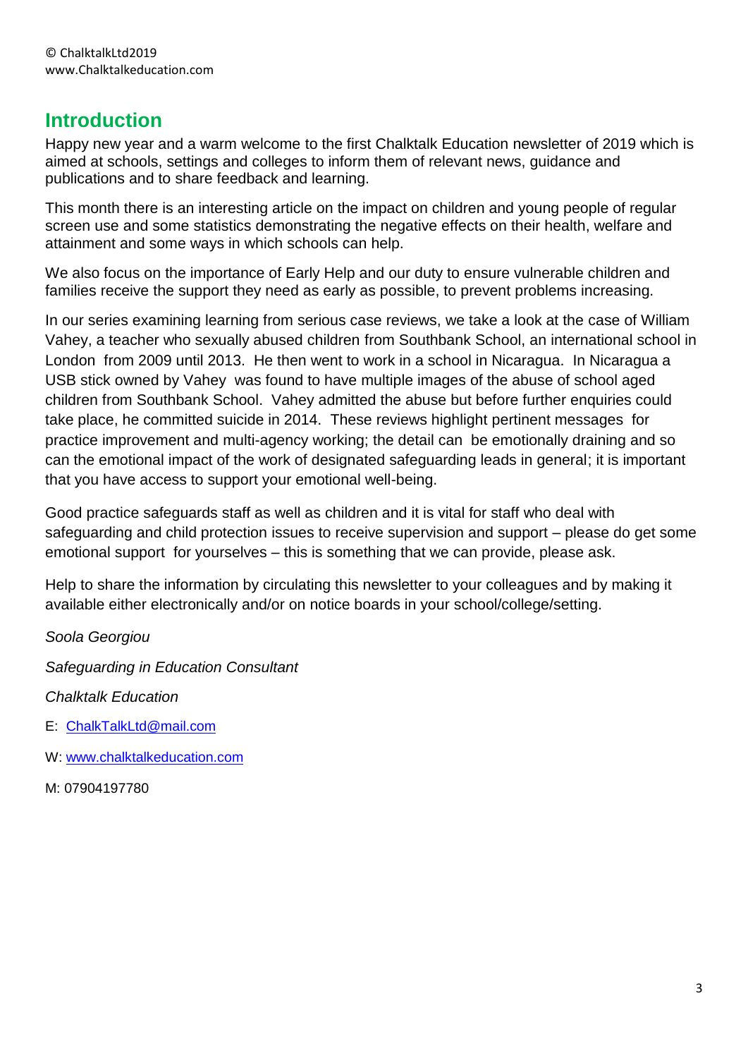© ChalktalkLtd2019
www.Chalktalkeducation.com

## Introduction

Happy new year and a warm welcome to the first Chalktalk Education newsletter of 2019 which is aimed at schools, settings and colleges to inform them of relevant news, guidance and publications and to share feedback and learning.

This month there is an interesting article on the impact on children and young people of regular screen use and some statistics demonstrating the negative effects on their health, welfare and attainment and some ways in which schools can help.

We also focus on the importance of Early Help and our duty to ensure vulnerable children and families receive the support they need as early as possible, to prevent problems increasing.

In our series examining learning from serious case reviews, we take a look at the case of William Vahey, a teacher who sexually abused children from Southbank School, an international school in London from 2009 until 2013. He then went to work in a school in Nicaragua. In Nicaragua a USB stick owned by Vahey was found to have multiple images of the abuse of school aged children from Southbank School. Vahey admitted the abuse but before further enquiries could take place, he committed suicide in 2014. These reviews highlight pertinent messages for practice improvement and multi-agency working; the detail can be emotionally draining and so can the emotional impact of the work of designated safeguarding leads in general; it is important that you have access to support your emotional well-being.

Good practice safeguards staff as well as children and it is vital for staff who deal with safeguarding and child protection issues to receive supervision and support – please do get some emotional support for yourselves – this is something that we can provide, please ask.

Help to share the information by circulating this newsletter to your colleagues and by making it available either electronically and/or on notice boards in your school/college/setting.

*Soola Georgiou*

*Safeguarding in Education Consultant*

*Chalktalk Education*

E: [ChalkTalkLtd@mail.com](mailto:ChalkTalkLtd@mail.com)

W: [www.chalktalkeducation.com](http://www.chalktalkeducation.com)

M: 07904197780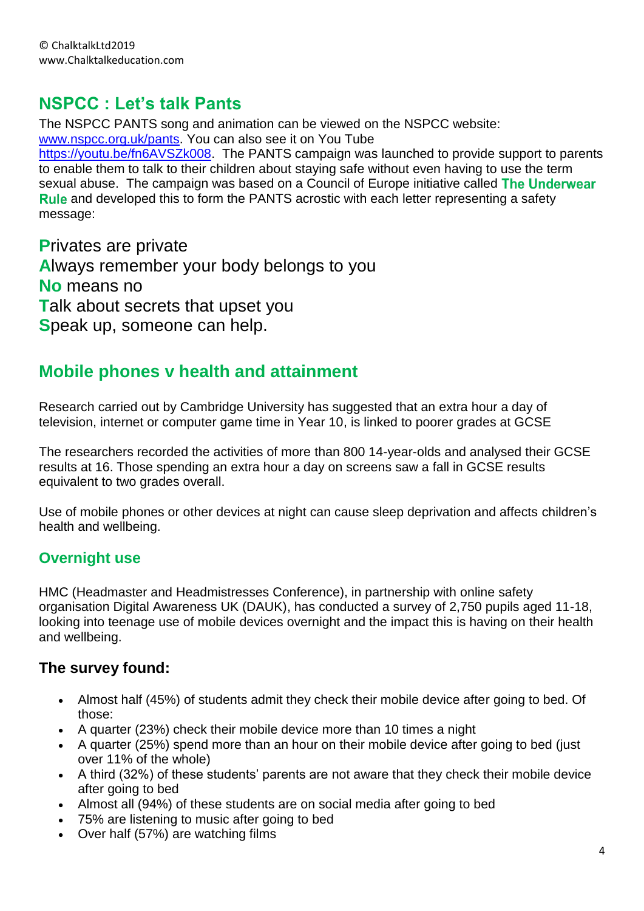© ChalktalkLtd2019
www.Chalktalkeducation.com

## NSPCC : Let's talk Pants

The NSPCC PANTS song and animation can be viewed on the NSPCC website: www.nspcc.org.uk/pants. You can also see it on You Tube https://youtu.be/fn6AVSZk008. The PANTS campaign was launched to provide support to parents to enable them to talk to their children about staying safe without even having to use the term sexual abuse. The campaign was based on a Council of Europe initiative called **The Underwear Rule** and developed this to form the PANTS acrostic with each letter representing a safety message:

**P**rivates are private
**A**lways remember your body belongs to you
**No** means no
**T**alk about secrets that upset you
**S**peak up, someone can help.

## Mobile phones v health and attainment

Research carried out by Cambridge University has suggested that an extra hour a day of television, internet or computer game time in Year 10, is linked to poorer grades at GCSE

The researchers recorded the activities of more than 800 14-year-olds and analysed their GCSE results at 16. Those spending an extra hour a day on screens saw a fall in GCSE results equivalent to two grades overall.

Use of mobile phones or other devices at night can cause sleep deprivation and affects children's health and wellbeing.

### Overnight use

HMC (Headmaster and Headmistresses Conference), in partnership with online safety organisation Digital Awareness UK (DAUK), has conducted a survey of 2,750 pupils aged 11-18, looking into teenage use of mobile devices overnight and the impact this is having on their health and wellbeing.

### The survey found:

- Almost half (45%) of students admit they check their mobile device after going to bed. Of those:
- A quarter (23%) check their mobile device more than 10 times a night
- A quarter (25%) spend more than an hour on their mobile device after going to bed (just over 11% of the whole)
- A third (32%) of these students' parents are not aware that they check their mobile device after going to bed
- Almost all (94%) of these students are on social media after going to bed
- 75% are listening to music after going to bed
- Over half (57%) are watching films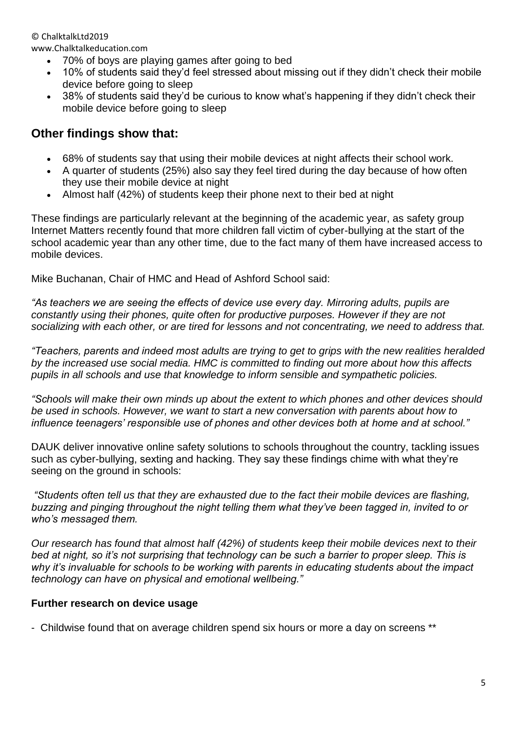- 70% of boys are playing games after going to bed
- 10% of students said they'd feel stressed about missing out if they didn't check their mobile device before going to sleep
- 38% of students said they'd be curious to know what's happening if they didn't check their mobile device before going to sleep

## Other findings show that:

- 68% of students say that using their mobile devices at night affects their school work.
- A quarter of students (25%) also say they feel tired during the day because of how often they use their mobile device at night
- Almost half (42%) of students keep their phone next to their bed at night

These findings are particularly relevant at the beginning of the academic year, as safety group Internet Matters recently found that more children fall victim of cyber-bullying at the start of the school academic year than any other time, due to the fact many of them have increased access to mobile devices.

Mike Buchanan, Chair of HMC and Head of Ashford School said:

*"As teachers we are seeing the effects of device use every day. Mirroring adults, pupils are constantly using their phones, quite often for productive purposes. However if they are not socializing with each other, or are tired for lessons and not concentrating, we need to address that.*

*"Teachers, parents and indeed most adults are trying to get to grips with the new realities heralded by the increased use social media. HMC is committed to finding out more about how this affects pupils in all schools and use that knowledge to inform sensible and sympathetic policies.*

*"Schools will make their own minds up about the extent to which phones and other devices should be used in schools. However, we want to start a new conversation with parents about how to influence teenagers' responsible use of phones and other devices both at home and at school."*

DAUK deliver innovative online safety solutions to schools throughout the country, tackling issues such as cyber-bullying, sexting and hacking. They say these findings chime with what they're seeing on the ground in schools:

*"Students often tell us that they are exhausted due to the fact their mobile devices are flashing, buzzing and pinging throughout the night telling them what they've been tagged in, invited to or who's messaged them.*

*Our research has found that almost half (42%) of students keep their mobile devices next to their bed at night, so it's not surprising that technology can be such a barrier to proper sleep. This is why it's invaluable for schools to be working with parents in educating students about the impact technology can have on physical and emotional wellbeing."*

**Further research on device usage**

- Childwise found that on average children spend six hours or more a day on screens **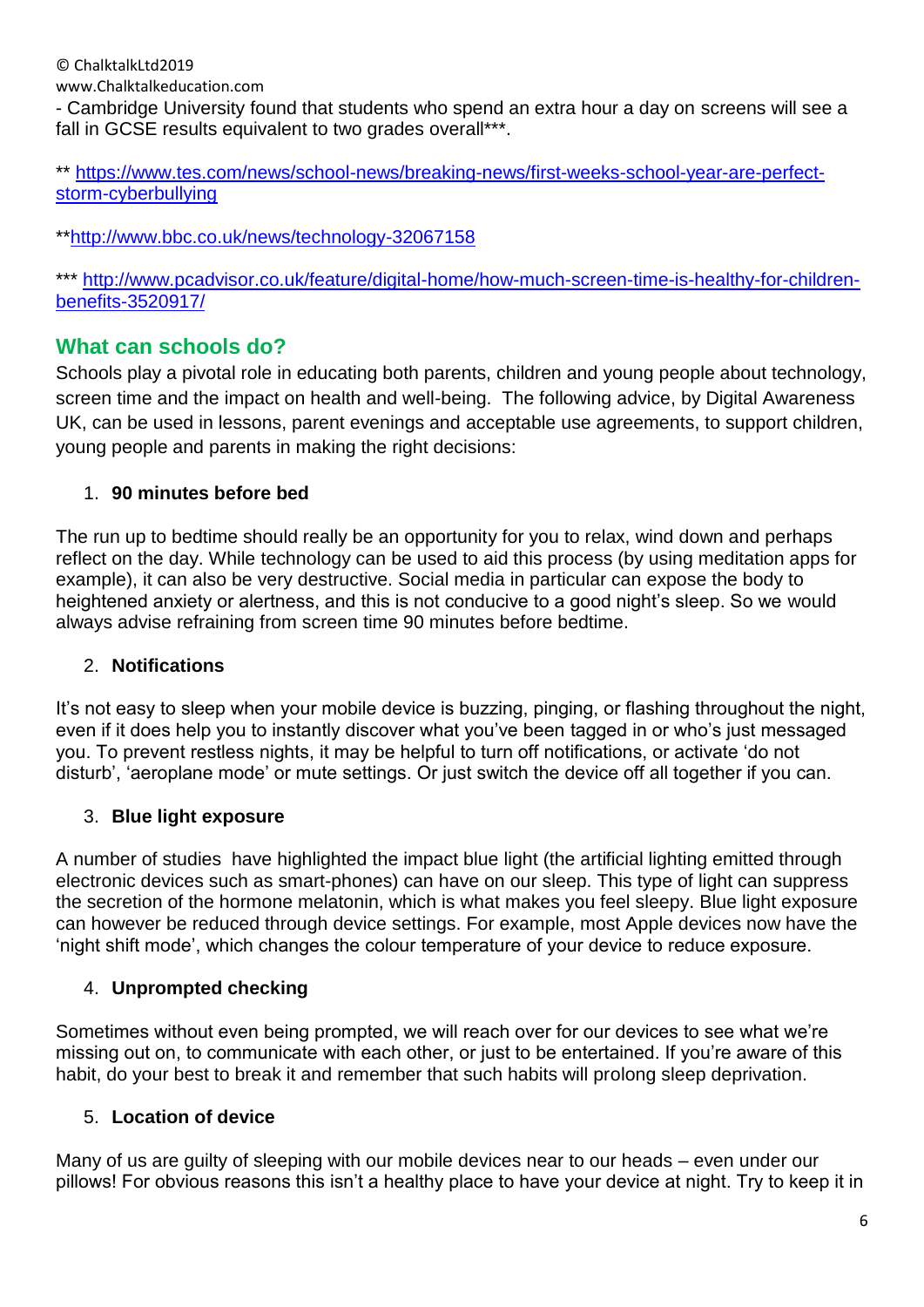- Cambridge University found that students who spend an extra hour a day on screens will see a fall in GCSE results equivalent to two grades overall***.

** https://www.tes.com/news/school-news/breaking-news/first-weeks-school-year-are-perfect-storm-cyberbullying

**http://www.bbc.co.uk/news/technology-32067158

*** http://www.pcadvisor.co.uk/feature/digital-home/how-much-screen-time-is-healthy-for-children-benefits-3520917/

## What can schools do?

Schools play a pivotal role in educating both parents, children and young people about technology, screen time and the impact on health and well-being. The following advice, by Digital Awareness UK, can be used in lessons, parent evenings and acceptable use agreements, to support children, young people and parents in making the right decisions:

1. **90 minutes before bed**

The run up to bedtime should really be an opportunity for you to relax, wind down and perhaps reflect on the day. While technology can be used to aid this process (by using meditation apps for example), it can also be very destructive. Social media in particular can expose the body to heightened anxiety or alertness, and this is not conducive to a good night's sleep. So we would always advise refraining from screen time 90 minutes before bedtime.

2. **Notifications**

It's not easy to sleep when your mobile device is buzzing, pinging, or flashing throughout the night, even if it does help you to instantly discover what you've been tagged in or who's just messaged you. To prevent restless nights, it may be helpful to turn off notifications, or activate 'do not disturb', 'aeroplane mode' or mute settings. Or just switch the device off all together if you can.

3. **Blue light exposure**

A number of studies have highlighted the impact blue light (the artificial lighting emitted through electronic devices such as smart-phones) can have on our sleep. This type of light can suppress the secretion of the hormone melatonin, which is what makes you feel sleepy. Blue light exposure can however be reduced through device settings. For example, most Apple devices now have the 'night shift mode', which changes the colour temperature of your device to reduce exposure.

4. **Unprompted checking**

Sometimes without even being prompted, we will reach over for our devices to see what we're missing out on, to communicate with each other, or just to be entertained. If you're aware of this habit, do your best to break it and remember that such habits will prolong sleep deprivation.

5. **Location of device**

Many of us are guilty of sleeping with our mobile devices near to our heads – even under our pillows! For obvious reasons this isn't a healthy place to have your device at night. Try to keep it in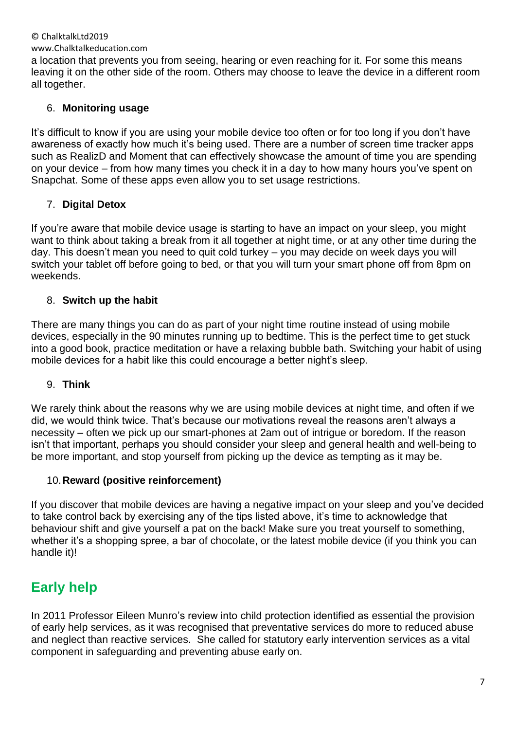a location that prevents you from seeing, hearing or even reaching for it. For some this means leaving it on the other side of the room. Others may choose to leave the device in a different room all together.

6. **Monitoring usage**

It's difficult to know if you are using your mobile device too often or for too long if you don't have awareness of exactly how much it's being used. There are a number of screen time tracker apps such as RealizD and Moment that can effectively showcase the amount of time you are spending on your device – from how many times you check it in a day to how many hours you've spent on Snapchat. Some of these apps even allow you to set usage restrictions.

7. **Digital Detox**

If you're aware that mobile device usage is starting to have an impact on your sleep, you might want to think about taking a break from it all together at night time, or at any other time during the day. This doesn't mean you need to quit cold turkey – you may decide on week days you will switch your tablet off before going to bed, or that you will turn your smart phone off from 8pm on weekends.

8. **Switch up the habit**

There are many things you can do as part of your night time routine instead of using mobile devices, especially in the 90 minutes running up to bedtime. This is the perfect time to get stuck into a good book, practice meditation or have a relaxing bubble bath. Switching your habit of using mobile devices for a habit like this could encourage a better night's sleep.

9. **Think**

We rarely think about the reasons why we are using mobile devices at night time, and often if we did, we would think twice. That's because our motivations reveal the reasons aren't always a necessity – often we pick up our smart-phones at 2am out of intrigue or boredom. If the reason isn't that important, perhaps you should consider your sleep and general health and well-being to be more important, and stop yourself from picking up the device as tempting as it may be.

10. **Reward (positive reinforcement)**

If you discover that mobile devices are having a negative impact on your sleep and you've decided to take control back by exercising any of the tips listed above, it's time to acknowledge that behaviour shift and give yourself a pat on the back! Make sure you treat yourself to something, whether it's a shopping spree, a bar of chocolate, or the latest mobile device (if you think you can handle it)!

## Early help

In 2011 Professor Eileen Munro's review into child protection identified as essential the provision of early help services, as it was recognised that preventative services do more to reduced abuse and neglect than reactive services. She called for statutory early intervention services as a vital component in safeguarding and preventing abuse early on.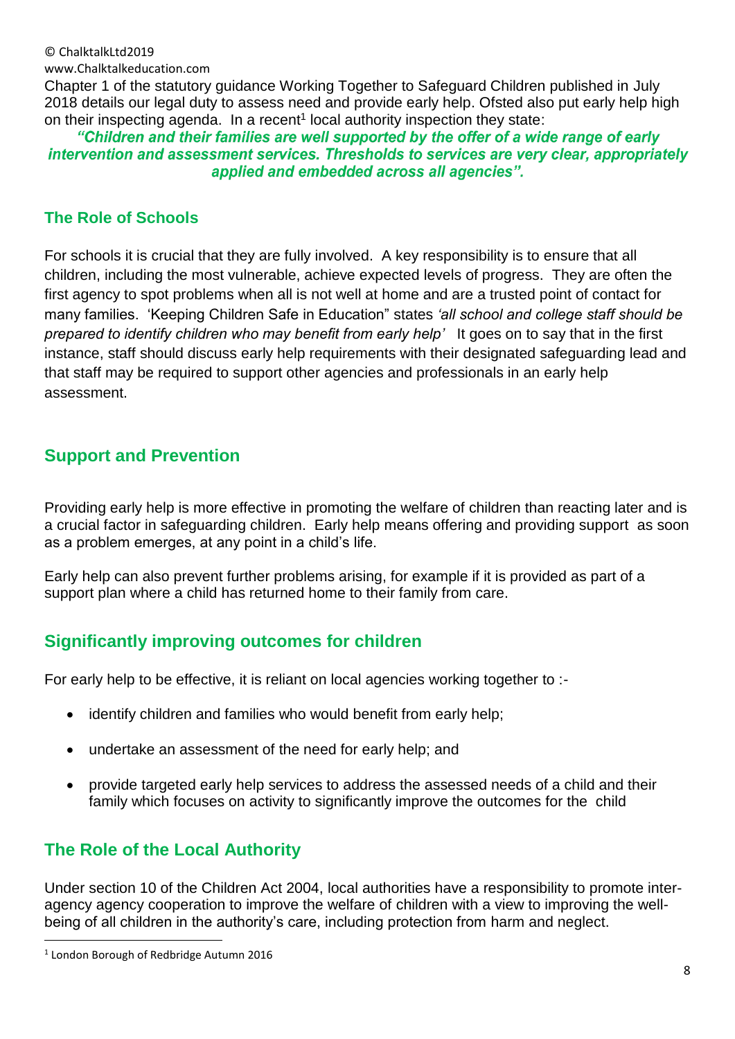Chapter 1 of the statutory guidance Working Together to Safeguard Children published in July 2018 details our legal duty to assess need and provide early help. Ofsted also put early help high on their inspecting agenda. In a recent[1] local authority inspection they state:

***"Children and their families are well supported by the offer of a wide range of early intervention and assessment services. Thresholds to services are very clear, appropriately applied and embedded across all agencies".***

## The Role of Schools

For schools it is crucial that they are fully involved. A key responsibility is to ensure that all children, including the most vulnerable, achieve expected levels of progress. They are often the first agency to spot problems when all is not well at home and are a trusted point of contact for many families. 'Keeping Children Safe in Education" states *'all school and college staff should be prepared to identify children who may benefit from early help'* It goes on to say that in the first instance, staff should discuss early help requirements with their designated safeguarding lead and that staff may be required to support other agencies and professionals in an early help assessment.

## Support and Prevention

Providing early help is more effective in promoting the welfare of children than reacting later and is a crucial factor in safeguarding children. Early help means offering and providing support as soon as a problem emerges, at any point in a child's life.

Early help can also prevent further problems arising, for example if it is provided as part of a support plan where a child has returned home to their family from care.

## Significantly improving outcomes for children

For early help to be effective, it is reliant on local agencies working together to :-

- identify children and families who would benefit from early help;
- undertake an assessment of the need for early help; and
- provide targeted early help services to address the assessed needs of a child and their family which focuses on activity to significantly improve the outcomes for the child

## The Role of the Local Authority

Under section 10 of the Children Act 2004, local authorities have a responsibility to promote inter-agency agency cooperation to improve the welfare of children with a view to improving the well-being of all children in the authority's care, including protection from harm and neglect.

[1] London Borough of Redbridge Autumn 2016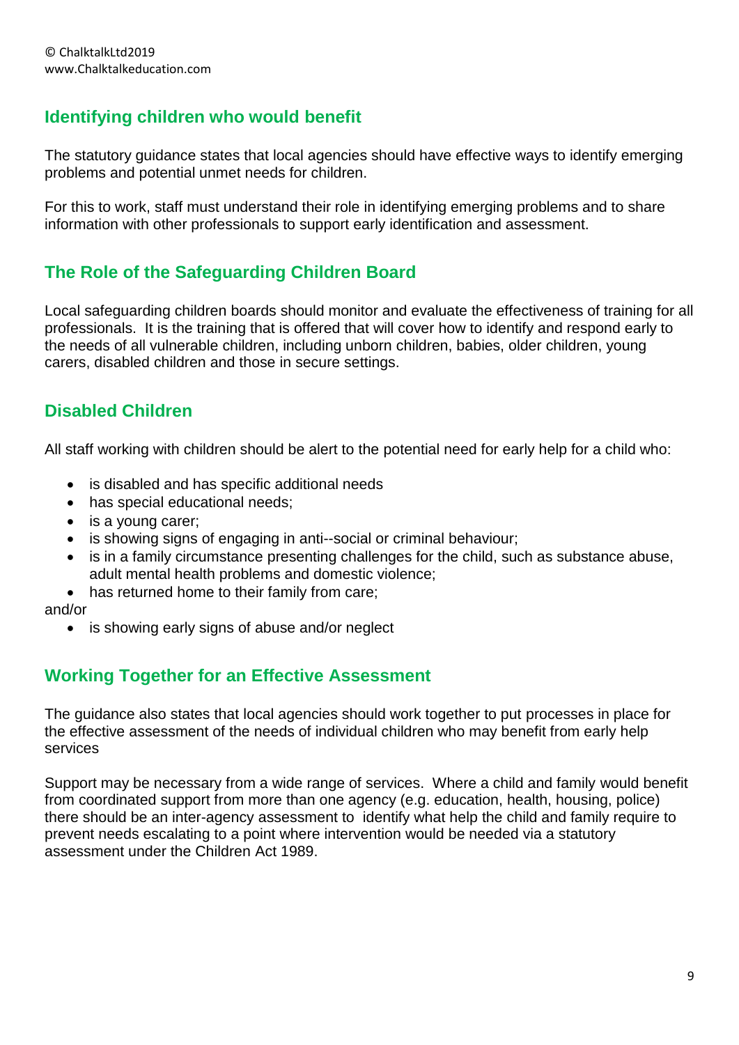## Identifying children who would benefit

The statutory guidance states that local agencies should have effective ways to identify emerging problems and potential unmet needs for children.

For this to work, staff must understand their role in identifying emerging problems and to share information with other professionals to support early identification and assessment.

## The Role of the Safeguarding Children Board

Local safeguarding children boards should monitor and evaluate the effectiveness of training for all professionals. It is the training that is offered that will cover how to identify and respond early to the needs of all vulnerable children, including unborn children, babies, older children, young carers, disabled children and those in secure settings.

## Disabled Children

All staff working with children should be alert to the potential need for early help for a child who:

- is disabled and has specific additional needs
- has special educational needs;
- is a young carer;
- is showing signs of engaging in anti--social or criminal behaviour;
- is in a family circumstance presenting challenges for the child, such as substance abuse, adult mental health problems and domestic violence;
- has returned home to their family from care;

and/or

- is showing early signs of abuse and/or neglect

## Working Together for an Effective Assessment

The guidance also states that local agencies should work together to put processes in place for the effective assessment of the needs of individual children who may benefit from early help services

Support may be necessary from a wide range of services. Where a child and family would benefit from coordinated support from more than one agency (e.g. education, health, housing, police) there should be an inter-agency assessment to identify what help the child and family require to prevent needs escalating to a point where intervention would be needed via a statutory assessment under the Children Act 1989.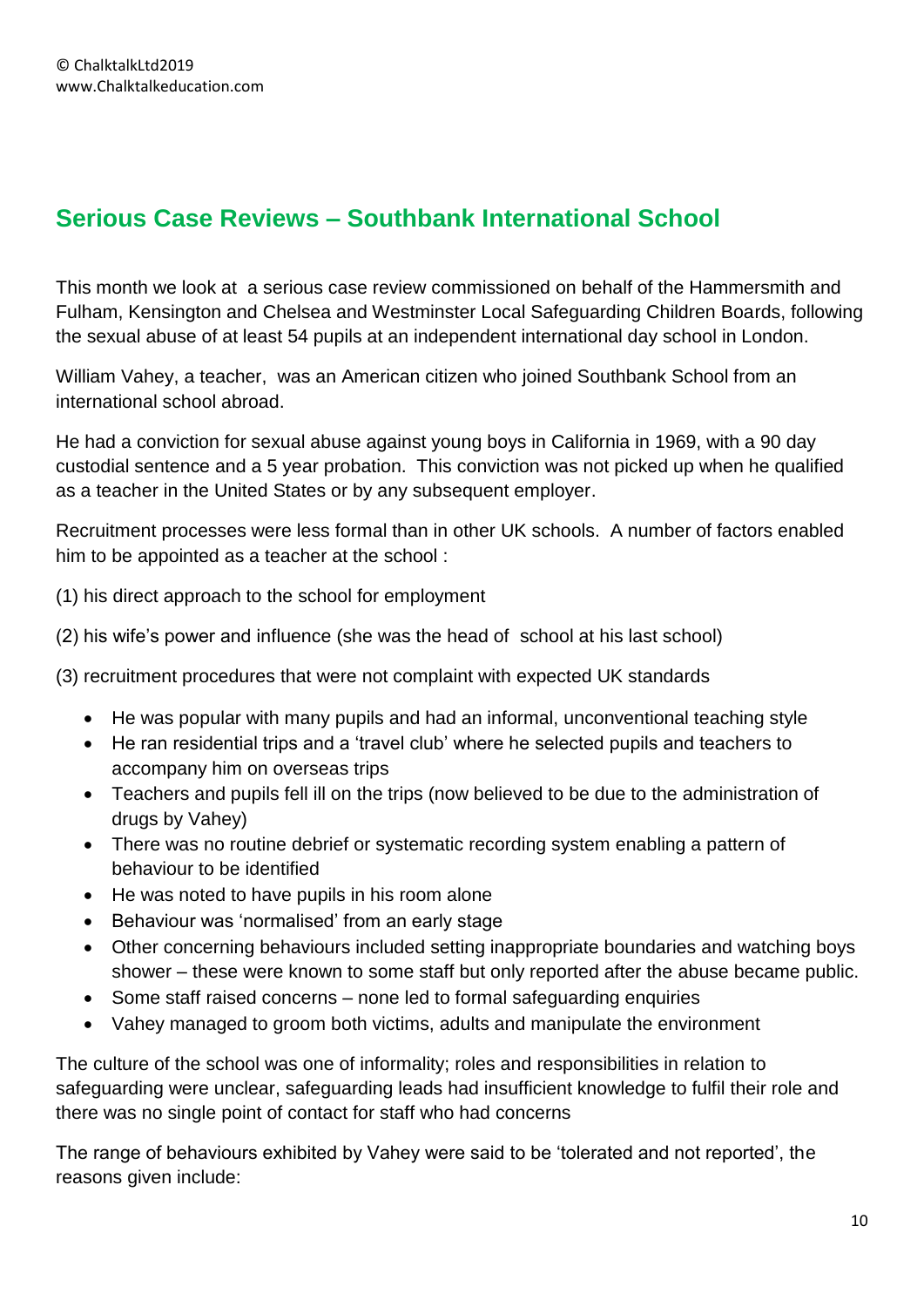© ChalktalkLtd2019
www.Chalktalkeducation.com

## Serious Case Reviews – Southbank International School

This month we look at a serious case review commissioned on behalf of the Hammersmith and Fulham, Kensington and Chelsea and Westminster Local Safeguarding Children Boards, following the sexual abuse of at least 54 pupils at an independent international day school in London.

William Vahey, a teacher, was an American citizen who joined Southbank School from an international school abroad.

He had a conviction for sexual abuse against young boys in California in 1969, with a 90 day custodial sentence and a 5 year probation. This conviction was not picked up when he qualified as a teacher in the United States or by any subsequent employer.

Recruitment processes were less formal than in other UK schools. A number of factors enabled him to be appointed as a teacher at the school :

(1) his direct approach to the school for employment

(2) his wife's power and influence (she was the head of school at his last school)

(3) recruitment procedures that were not complaint with expected UK standards

- He was popular with many pupils and had an informal, unconventional teaching style
- He ran residential trips and a 'travel club' where he selected pupils and teachers to accompany him on overseas trips
- Teachers and pupils fell ill on the trips (now believed to be due to the administration of drugs by Vahey)
- There was no routine debrief or systematic recording system enabling a pattern of behaviour to be identified
- He was noted to have pupils in his room alone
- Behaviour was 'normalised' from an early stage
- Other concerning behaviours included setting inappropriate boundaries and watching boys shower – these were known to some staff but only reported after the abuse became public.
- Some staff raised concerns – none led to formal safeguarding enquiries
- Vahey managed to groom both victims, adults and manipulate the environment

The culture of the school was one of informality; roles and responsibilities in relation to safeguarding were unclear, safeguarding leads had insufficient knowledge to fulfil their role and there was no single point of contact for staff who had concerns

The range of behaviours exhibited by Vahey were said to be 'tolerated and not reported', the reasons given include: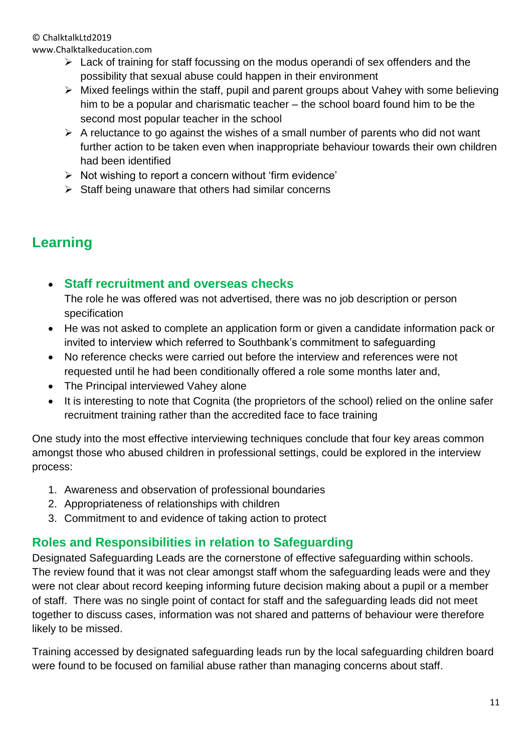- Lack of training for staff focussing on the modus operandi of sex offenders and the possibility that sexual abuse could happen in their environment
- Mixed feelings within the staff, pupil and parent groups about Vahey with some believing him to be a popular and charismatic teacher – the school board found him to be the second most popular teacher in the school
- A reluctance to go against the wishes of a small number of parents who did not want further action to be taken even when inappropriate behaviour towards their own children had been identified
- Not wishing to report a concern without 'firm evidence'
- Staff being unaware that others had similar concerns

## Learning

- **Staff recruitment and overseas checks**
  The role he was offered was not advertised, there was no job description or person specification
- He was not asked to complete an application form or given a candidate information pack or invited to interview which referred to Southbank's commitment to safeguarding
- No reference checks were carried out before the interview and references were not requested until he had been conditionally offered a role some months later and,
- The Principal interviewed Vahey alone
- It is interesting to note that Cognita (the proprietors of the school) relied on the online safer recruitment training rather than the accredited face to face training

One study into the most effective interviewing techniques conclude that four key areas common amongst those who abused children in professional settings, could be explored in the interview process:

1. Awareness and observation of professional boundaries
2. Appropriateness of relationships with children
3. Commitment to and evidence of taking action to protect

### Roles and Responsibilities in relation to Safeguarding

Designated Safeguarding Leads are the cornerstone of effective safeguarding within schools. The review found that it was not clear amongst staff whom the safeguarding leads were and they were not clear about record keeping informing future decision making about a pupil or a member of staff. There was no single point of contact for staff and the safeguarding leads did not meet together to discuss cases, information was not shared and patterns of behaviour were therefore likely to be missed.

Training accessed by designated safeguarding leads run by the local safeguarding children board were found to be focused on familial abuse rather than managing concerns about staff.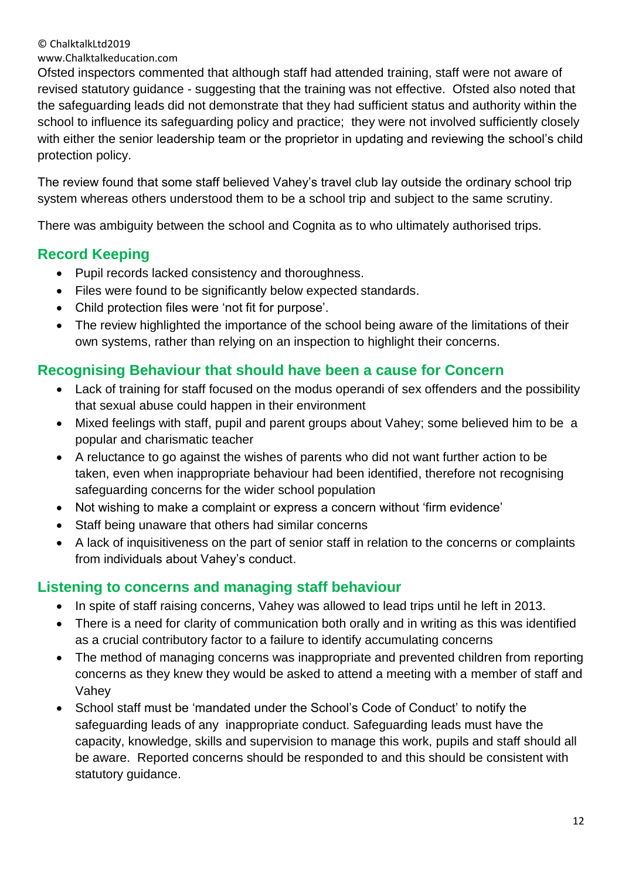Ofsted inspectors commented that although staff had attended training, staff were not aware of revised statutory guidance - suggesting that the training was not effective. Ofsted also noted that the safeguarding leads did not demonstrate that they had sufficient status and authority within the school to influence its safeguarding policy and practice; they were not involved sufficiently closely with either the senior leadership team or the proprietor in updating and reviewing the school's child protection policy.

The review found that some staff believed Vahey's travel club lay outside the ordinary school trip system whereas others understood them to be a school trip and subject to the same scrutiny.

There was ambiguity between the school and Cognita as to who ultimately authorised trips.

## Record Keeping

- Pupil records lacked consistency and thoroughness.
- Files were found to be significantly below expected standards.
- Child protection files were 'not fit for purpose'.
- The review highlighted the importance of the school being aware of the limitations of their own systems, rather than relying on an inspection to highlight their concerns.

## Recognising Behaviour that should have been a cause for Concern

- Lack of training for staff focused on the modus operandi of sex offenders and the possibility that sexual abuse could happen in their environment
- Mixed feelings with staff, pupil and parent groups about Vahey; some believed him to be a popular and charismatic teacher
- A reluctance to go against the wishes of parents who did not want further action to be taken, even when inappropriate behaviour had been identified, therefore not recognising safeguarding concerns for the wider school population
- Not wishing to make a complaint or express a concern without 'firm evidence'
- Staff being unaware that others had similar concerns
- A lack of inquisitiveness on the part of senior staff in relation to the concerns or complaints from individuals about Vahey's conduct.

## Listening to concerns and managing staff behaviour

- In spite of staff raising concerns, Vahey was allowed to lead trips until he left in 2013.
- There is a need for clarity of communication both orally and in writing as this was identified as a crucial contributory factor to a failure to identify accumulating concerns
- The method of managing concerns was inappropriate and prevented children from reporting concerns as they knew they would be asked to attend a meeting with a member of staff and Vahey
- School staff must be 'mandated under the School's Code of Conduct' to notify the safeguarding leads of any inappropriate conduct. Safeguarding leads must have the capacity, knowledge, skills and supervision to manage this work, pupils and staff should all be aware. Reported concerns should be responded to and this should be consistent with statutory guidance.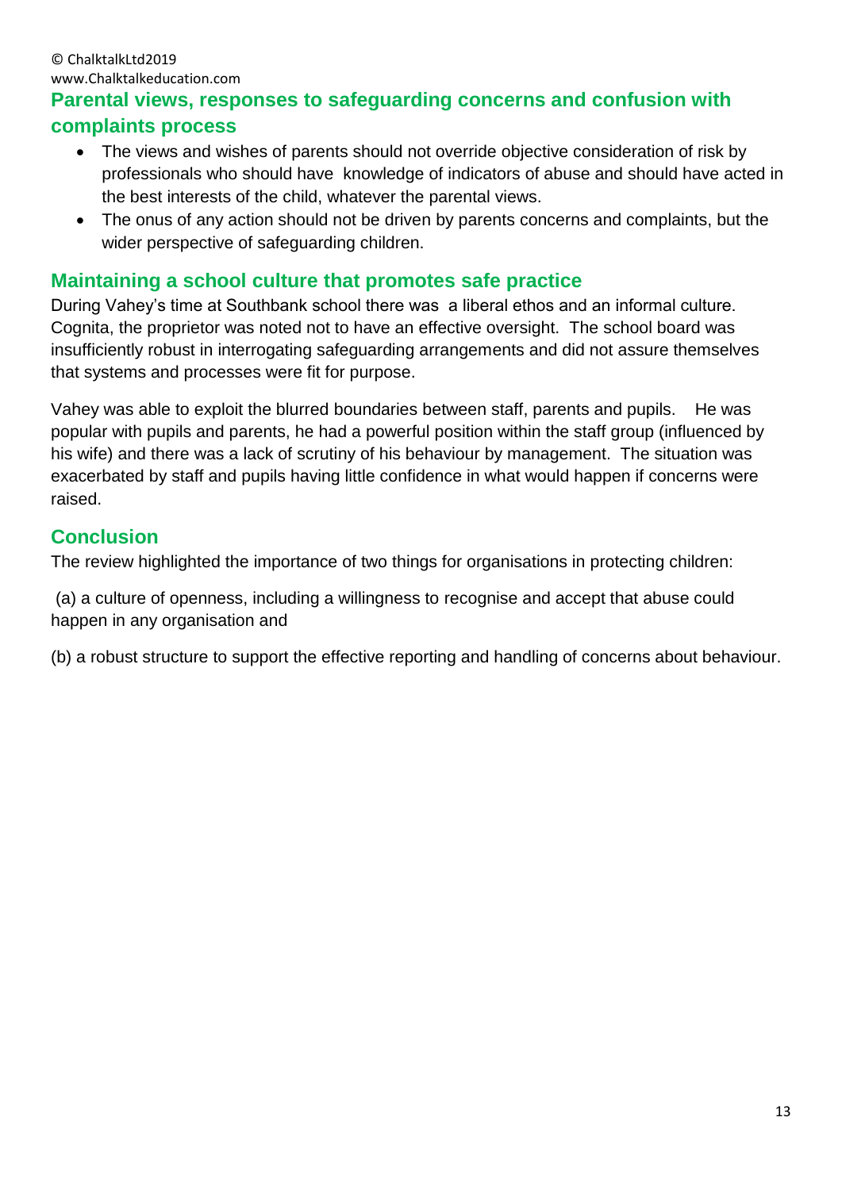## Parental views, responses to safeguarding concerns and confusion with complaints process

- The views and wishes of parents should not override objective consideration of risk by professionals who should have knowledge of indicators of abuse and should have acted in the best interests of the child, whatever the parental views.
- The onus of any action should not be driven by parents concerns and complaints, but the wider perspective of safeguarding children.

## Maintaining a school culture that promotes safe practice

During Vahey's time at Southbank school there was a liberal ethos and an informal culture. Cognita, the proprietor was noted not to have an effective oversight. The school board was insufficiently robust in interrogating safeguarding arrangements and did not assure themselves that systems and processes were fit for purpose.

Vahey was able to exploit the blurred boundaries between staff, parents and pupils. He was popular with pupils and parents, he had a powerful position within the staff group (influenced by his wife) and there was a lack of scrutiny of his behaviour by management. The situation was exacerbated by staff and pupils having little confidence in what would happen if concerns were raised.

## Conclusion

The review highlighted the importance of two things for organisations in protecting children:

(a) a culture of openness, including a willingness to recognise and accept that abuse could happen in any organisation and

(b) a robust structure to support the effective reporting and handling of concerns about behaviour.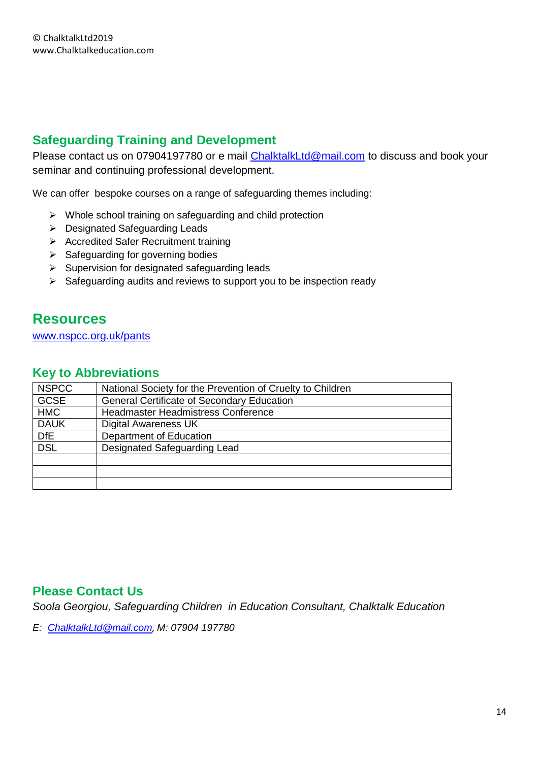© ChalktalkLtd2019
www.Chalktalkeducation.com

## Safeguarding Training and Development

Please contact us on 07904197780 or e mail ChalktalkLtd@mail.com to discuss and book your seminar and continuing professional development.

We can offer bespoke courses on a range of safeguarding themes including:

- Whole school training on safeguarding and child protection
- Designated Safeguarding Leads
- Accredited Safer Recruitment training
- Safeguarding for governing bodies
- Supervision for designated safeguarding leads
- Safeguarding audits and reviews to support you to be inspection ready

## Resources

www.nspcc.org.uk/pants

## Key to Abbreviations

| | |
|---|---|
| NSPCC | National Society for the Prevention of Cruelty to Children |
| GCSE | General Certificate of Secondary Education |
| HMC | Headmaster Headmistress Conference |
| DAUK | Digital Awareness UK |
| DfE | Department of Education |
| DSL | Designated Safeguarding Lead |
| | |
| | |
| | |

## Please Contact Us

*Soola Georgiou, Safeguarding Children in Education Consultant, Chalktalk Education*

*E: ChalktalkLtd@mail.com, M: 07904 197780*